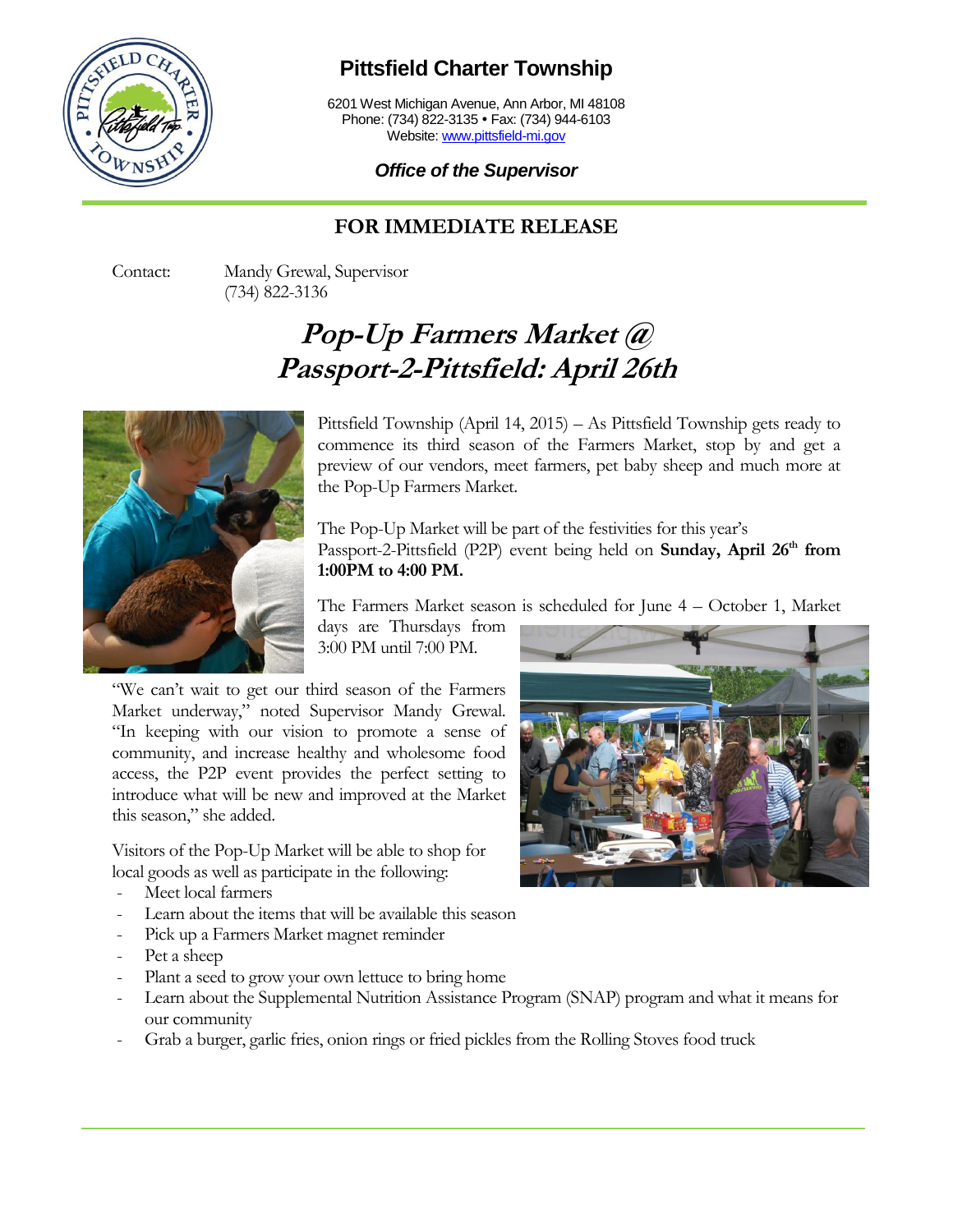# Pittsfield Charter Township

6201 West Michigan Avenue, Ann Arbor, MI 48108
Phone: (734) 822-3135 • Fax: (734) 944-6103
Website: www.pittsfield-mi.gov

***Office of the Supervisor***

## FOR IMMEDIATE RELEASE

Contact: Mandy Grewal, Supervisor
(734) 822-3136

# *Pop-Up Farmers Market @ Passport-2-Pittsfield: April 26th*

Pittsfield Township (April 14, 2015) – As Pittsfield Township gets ready to commence its third season of the Farmers Market, stop by and get a preview of our vendors, meet farmers, pet baby sheep and much more at the Pop-Up Farmers Market.

The Pop-Up Market will be part of the festivities for this year's Passport-2-Pittsfield (P2P) event being held on **Sunday, April 26th from 1:00PM to 4:00 PM.**

The Farmers Market season is scheduled for June 4 – October 1, Market days are Thursdays from 3:00 PM until 7:00 PM.

"We can't wait to get our third season of the Farmers Market underway," noted Supervisor Mandy Grewal. "In keeping with our vision to promote a sense of community, and increase healthy and wholesome food access, the P2P event provides the perfect setting to introduce what will be new and improved at the Market this season," she added.

Visitors of the Pop-Up Market will be able to shop for local goods as well as participate in the following:

- Meet local farmers
- Learn about the items that will be available this season
- Pick up a Farmers Market magnet reminder
- Pet a sheep
- Plant a seed to grow your own lettuce to bring home
- Learn about the Supplemental Nutrition Assistance Program (SNAP) program and what it means for our community
- Grab a burger, garlic fries, onion rings or fried pickles from the Rolling Stoves food truck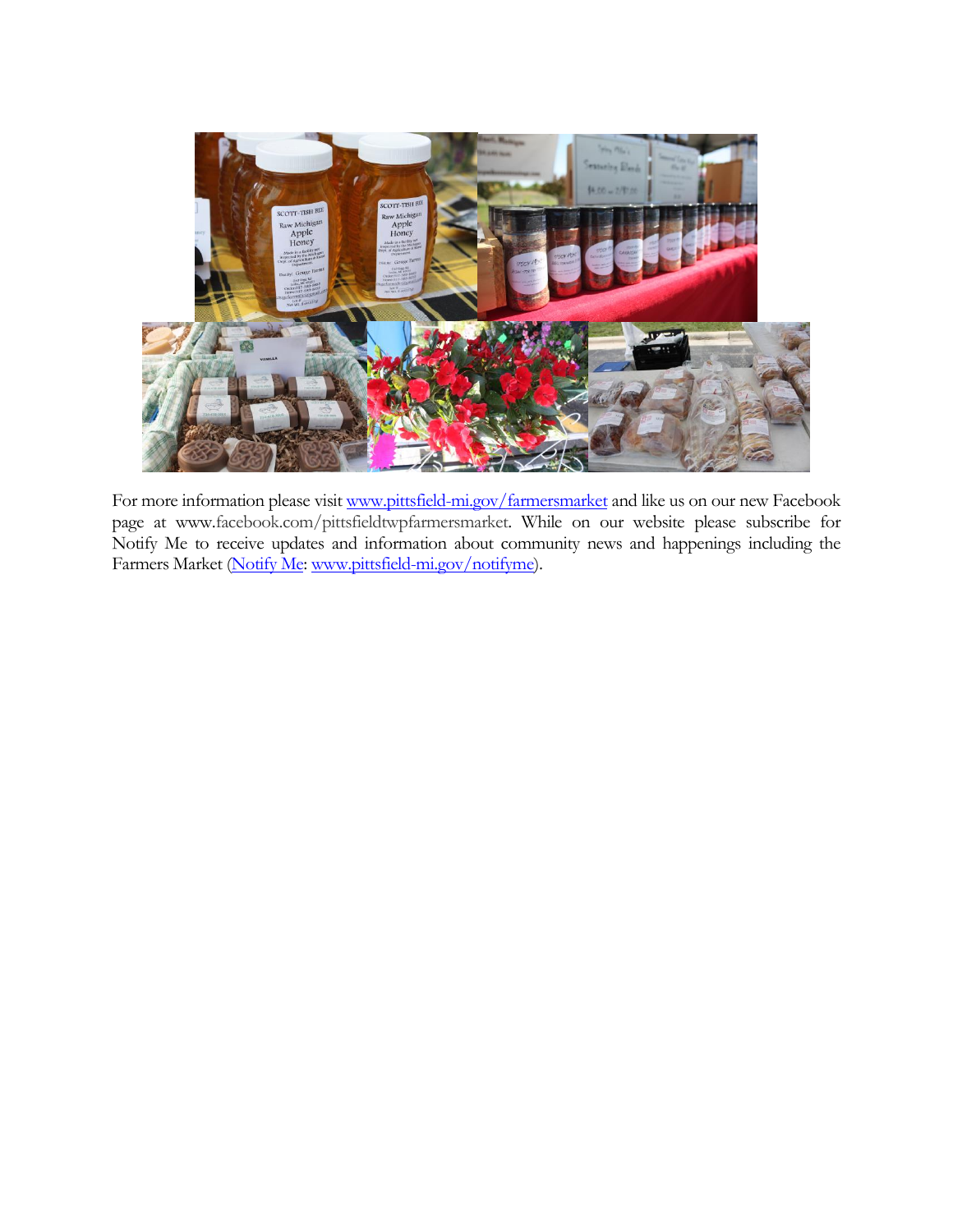For more information please visit [www.pittsfield-mi.gov/farmersmarket](http://www.pittsfield-mi.gov/farmersmarket) and like us on our new Facebook page at www.facebook.com/pittsfieldtwpfarmersmarket. While on our website please subscribe for Notify Me to receive updates and information about community news and happenings including the Farmers Market ([Notify Me](http://www.pittsfield-mi.gov/notifyme): [www.pittsfield-mi.gov/notifyme](http://www.pittsfield-mi.gov/notifyme)).